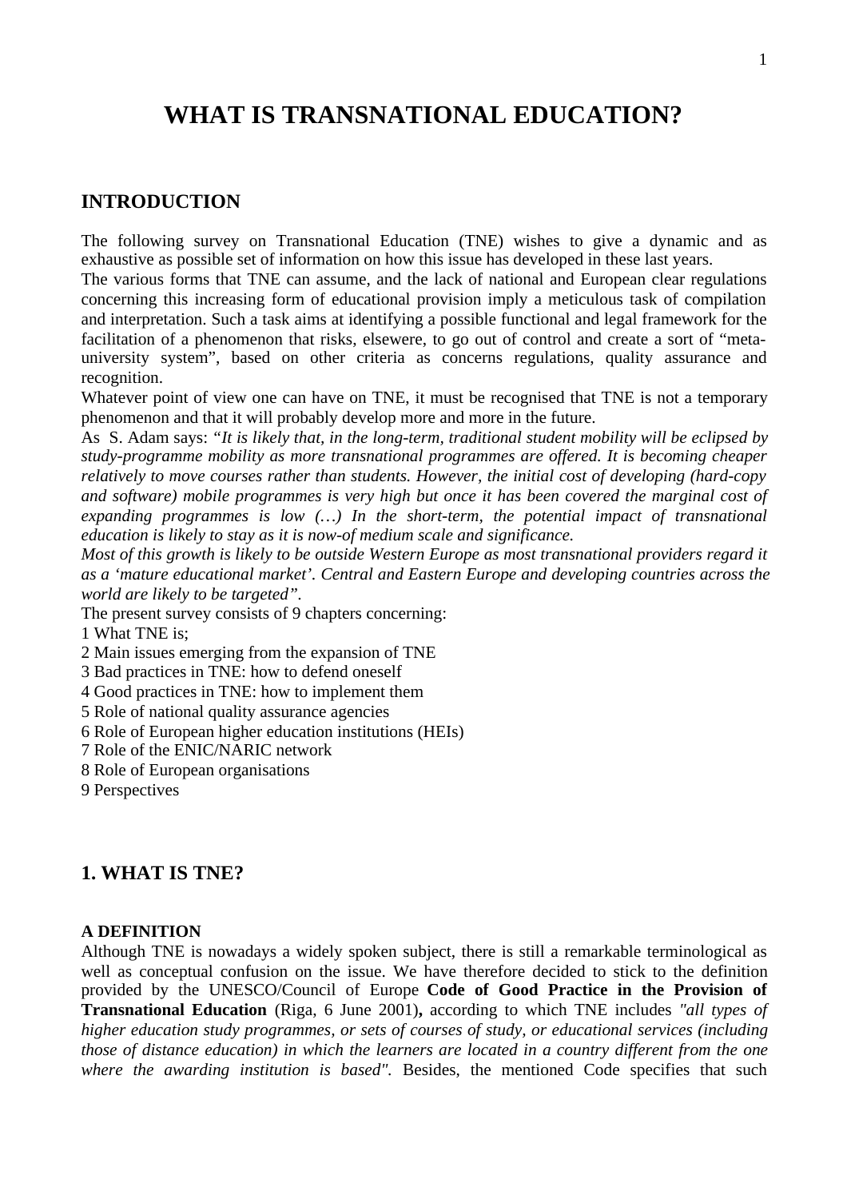# WHAT IS TRANSNATIONAL EDUCATION?

## INTRODUCTION

The following survey on Transnational Education (TNE) wishes to give a dynamic and as exhaustive as possible set of information on how this issue has developed in these last years.
The various forms that TNE can assume, and the lack of national and European clear regulations concerning this increasing form of educational provision imply a meticulous task of compilation and interpretation. Such a task aims at identifying a possible functional and legal framework for the facilitation of a phenomenon that risks, elsewere, to go out of control and create a sort of "meta-university system", based on other criteria as concerns regulations, quality assurance and recognition.
Whatever point of view one can have on TNE, it must be recognised that TNE is not a temporary phenomenon and that it will probably develop more and more in the future.
As S. Adam says: "*It is likely that, in the long-term, traditional student mobility will be eclipsed by study-programme mobility as more transnational programmes are offered. It is becoming cheaper relatively to move courses rather than students. However, the initial cost of developing (hard-copy and software) mobile programmes is very high but once it has been covered the marginal cost of expanding programmes is low (…) In the short-term, the potential impact of transnational education is likely to stay as it is now-of medium scale and significance.*
*Most of this growth is likely to be outside Western Europe as most transnational providers regard it as a 'mature educational market'. Central and Eastern Europe and developing countries across the world are likely to be targeted*".
The present survey consists of 9 chapters concerning:
1 What TNE is;
2 Main issues emerging from the expansion of TNE
3 Bad practices in TNE: how to defend oneself
4 Good practices in TNE: how to implement them
5 Role of national quality assurance agencies
6 Role of European higher education institutions (HEIs)
7 Role of the ENIC/NARIC network
8 Role of European organisations
9 Perspectives

## 1. WHAT IS TNE?

### A DEFINITION

Although TNE is nowadays a widely spoken subject, there is still a remarkable terminological as well as conceptual confusion on the issue. We have therefore decided to stick to the definition provided by the UNESCO/Council of Europe **Code of Good Practice in the Provision of Transnational Education** (Riga, 6 June 2001)**,** according to which TNE includes *"all types of higher education study programmes, or sets of courses of study, or educational services (including those of distance education) in which the learners are located in a country different from the one where the awarding institution is based"*. Besides, the mentioned Code specifies that such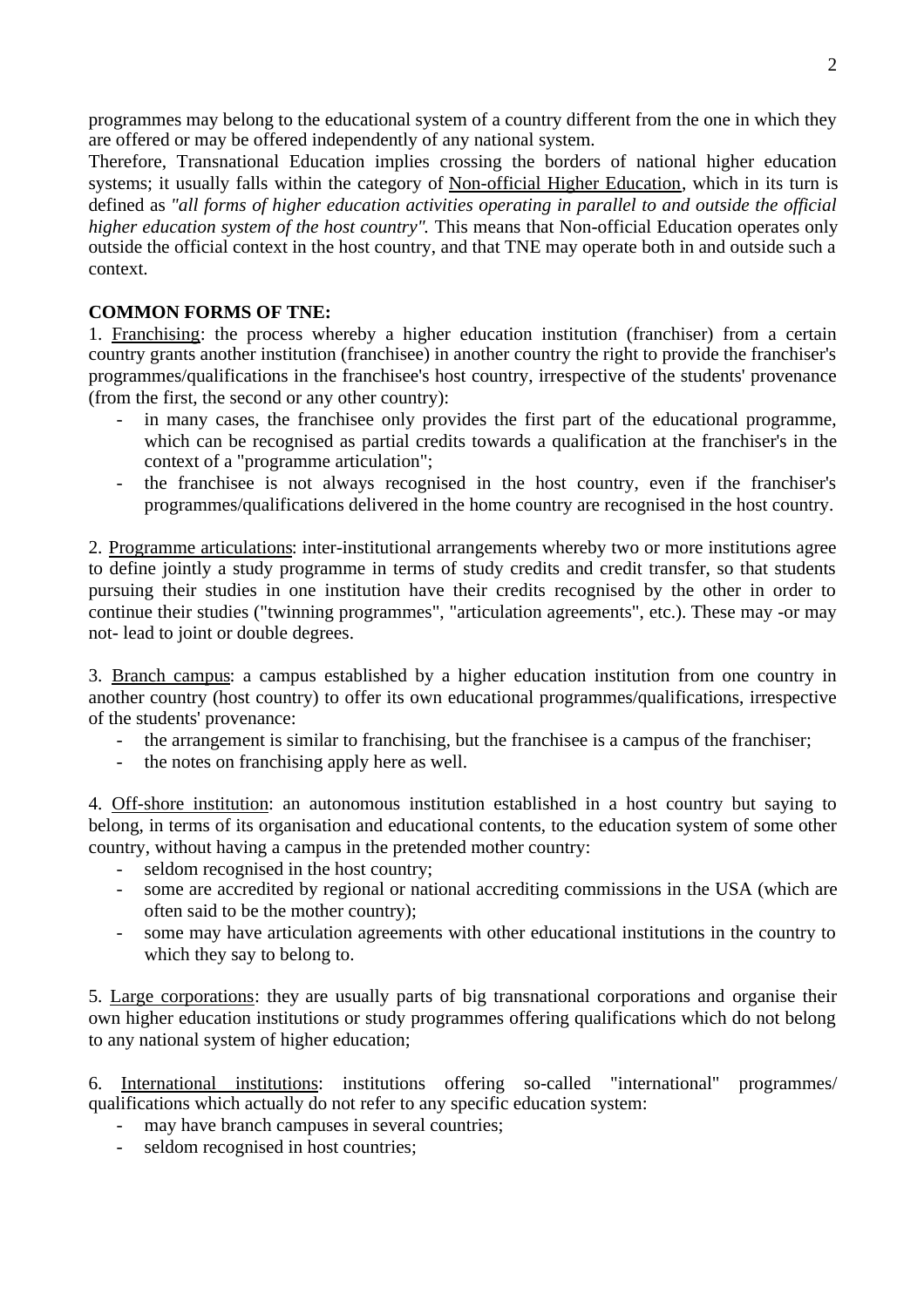programmes may belong to the educational system of a country different from the one in which they are offered or may be offered independently of any national system.

Therefore, Transnational Education implies crossing the borders of national higher education systems; it usually falls within the category of <u>Non-official Higher Education</u>, which in its turn is defined as *"all forms of higher education activities operating in parallel to and outside the official higher education system of the host country".* This means that Non-official Education operates only outside the official context in the host country, and that TNE may operate both in and outside such a context.

**COMMON FORMS OF TNE:**

1. <u>Franchising</u>: the process whereby a higher education institution (franchiser) from a certain country grants another institution (franchisee) in another country the right to provide the franchiser's programmes/qualifications in the franchisee's host country, irrespective of the students' provenance (from the first, the second or any other country):
   - in many cases, the franchisee only provides the first part of the educational programme, which can be recognised as partial credits towards a qualification at the franchiser's in the context of a "programme articulation";
   - the franchisee is not always recognised in the host country, even if the franchiser's programmes/qualifications delivered in the home country are recognised in the host country.

2. <u>Programme articulations</u>: inter-institutional arrangements whereby two or more institutions agree to define jointly a study programme in terms of study credits and credit transfer, so that students pursuing their studies in one institution have their credits recognised by the other in order to continue their studies ("twinning programmes", "articulation agreements", etc.). These may -or may not- lead to joint or double degrees.

3. <u>Branch campus</u>: a campus established by a higher education institution from one country in another country (host country) to offer its own educational programmes/qualifications, irrespective of the students' provenance:
   - the arrangement is similar to franchising, but the franchisee is a campus of the franchiser;
   - the notes on franchising apply here as well.

4. <u>Off-shore institution</u>: an autonomous institution established in a host country but saying to belong, in terms of its organisation and educational contents, to the education system of some other country, without having a campus in the pretended mother country:
   - seldom recognised in the host country;
   - some are accredited by regional or national accrediting commissions in the USA (which are often said to be the mother country);
   - some may have articulation agreements with other educational institutions in the country to which they say to belong.

5. <u>Large corporations</u>: they are usually parts of big transnational corporations and organise their own higher education institutions or study programmes offering qualifications which do not belong to any national system of higher education;

6. <u>International institutions</u>: institutions offering so-called "international" programmes/ qualifications which actually do not refer to any specific education system:
   - may have branch campuses in several countries;
   - seldom recognised in host countries;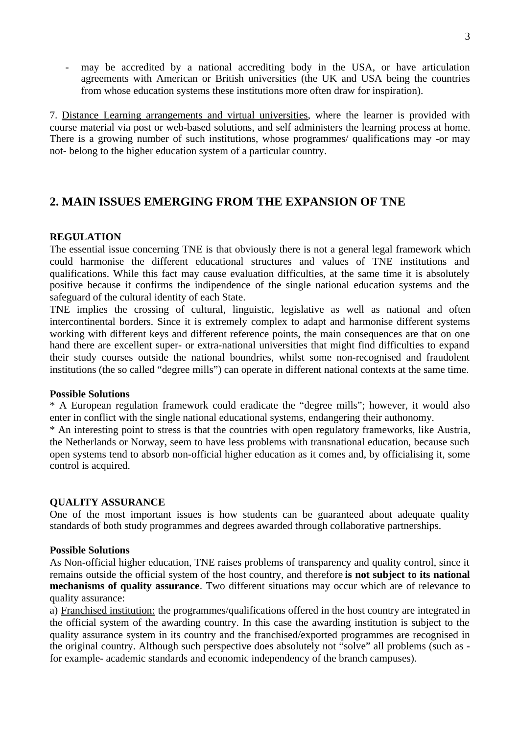- may be accredited by a national accrediting body in the USA, or have articulation agreements with American or British universities (the UK and USA being the countries from whose education systems these institutions more often draw for inspiration).

7. Distance Learning arrangements and virtual universities, where the learner is provided with course material via post or web-based solutions, and self administers the learning process at home. There is a growing number of such institutions, whose programmes/ qualifications may -or may not- belong to the higher education system of a particular country.

## 2. MAIN ISSUES EMERGING FROM THE EXPANSION OF TNE

**REGULATION**

The essential issue concerning TNE is that obviously there is not a general legal framework which could harmonise the different educational structures and values of TNE institutions and qualifications. While this fact may cause evaluation difficulties, at the same time it is absolutely positive because it confirms the indipendence of the single national education systems and the safeguard of the cultural identity of each State.

TNE implies the crossing of cultural, linguistic, legislative as well as national and often intercontinental borders. Since it is extremely complex to adapt and harmonise different systems working with different keys and different reference points, the main consequences are that on one hand there are excellent super- or extra-national universities that might find difficulties to expand their study courses outside the national boundries, whilst some non-recognised and fraudolent institutions (the so called "degree mills") can operate in different national contexts at the same time.

**Possible Solutions**

* A European regulation framework could eradicate the "degree mills"; however, it would also enter in conflict with the single national educational systems, endangering their authonomy.

* An interesting point to stress is that the countries with open regulatory frameworks, like Austria, the Netherlands or Norway, seem to have less problems with transnational education, because such open systems tend to absorb non-official higher education as it comes and, by officialising it, some control is acquired.

**QUALITY ASSURANCE**

One of the most important issues is how students can be guaranteed about adequate quality standards of both study programmes and degrees awarded through collaborative partnerships.

**Possible Solutions**

As Non-official higher education, TNE raises problems of transparency and quality control, since it remains outside the official system of the host country, and therefore **is not subject to its national mechanisms of quality assurance**. Two different situations may occur which are of relevance to quality assurance:

a) Franchised institution: the programmes/qualifications offered in the host country are integrated in the official system of the awarding country. In this case the awarding institution is subject to the quality assurance system in its country and the franchised/exported programmes are recognised in the original country. Although such perspective does absolutely not "solve" all problems (such as -for example- academic standards and economic independency of the branch campuses).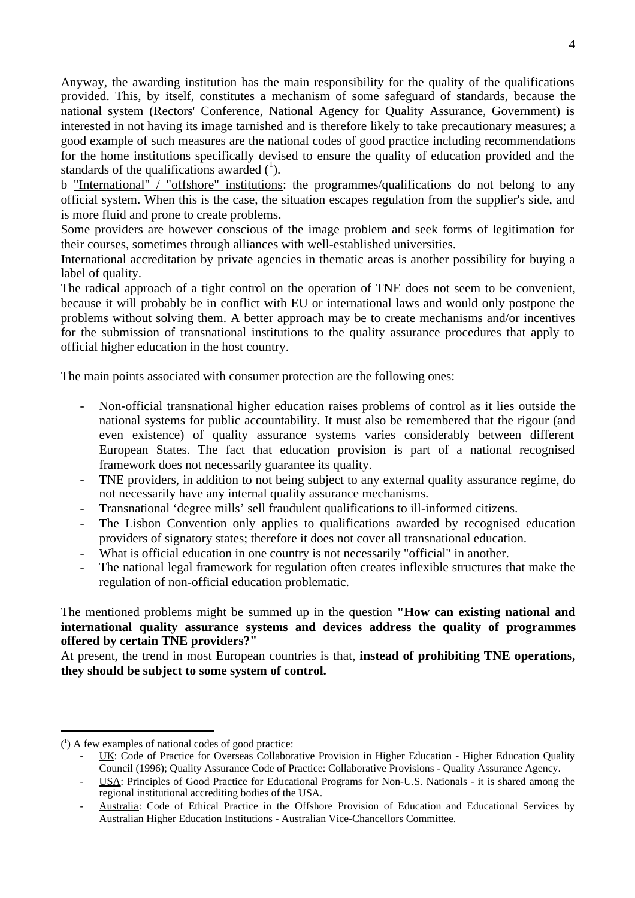Anyway, the awarding institution has the main responsibility for the quality of the qualifications provided. This, by itself, constitutes a mechanism of some safeguard of standards, because the national system (Rectors' Conference, National Agency for Quality Assurance, Government) is interested in not having its image tarnished and is therefore likely to take precautionary measures; a good example of such measures are the national codes of good practice including recommendations for the home institutions specifically devised to ensure the quality of education provided and the standards of the qualifications awarded ([1]).

b <u>"International" / "offshore" institutions</u>: the programmes/qualifications do not belong to any official system. When this is the case, the situation escapes regulation from the supplier's side, and is more fluid and prone to create problems.

Some providers are however conscious of the image problem and seek forms of legitimation for their courses, sometimes through alliances with well-established universities.

International accreditation by private agencies in thematic areas is another possibility for buying a label of quality.

The radical approach of a tight control on the operation of TNE does not seem to be convenient, because it will probably be in conflict with EU or international laws and would only postpone the problems without solving them. A better approach may be to create mechanisms and/or incentives for the submission of transnational institutions to the quality assurance procedures that apply to official higher education in the host country.

The main points associated with consumer protection are the following ones:

- Non-official transnational higher education raises problems of control as it lies outside the national systems for public accountability. It must also be remembered that the rigour (and even existence) of quality assurance systems varies considerably between different European States. The fact that education provision is part of a national recognised framework does not necessarily guarantee its quality.
- TNE providers, in addition to not being subject to any external quality assurance regime, do not necessarily have any internal quality assurance mechanisms.
- Transnational 'degree mills' sell fraudulent qualifications to ill-informed citizens.
- The Lisbon Convention only applies to qualifications awarded by recognised education providers of signatory states; therefore it does not cover all transnational education.
- What is official education in one country is not necessarily "official" in another.
- The national legal framework for regulation often creates inflexible structures that make the regulation of non-official education problematic.

The mentioned problems might be summed up in the question **"How can existing national and international quality assurance systems and devices address the quality of programmes offered by certain TNE providers?"**

At present, the trend in most European countries is that, **instead of prohibiting TNE operations, they should be subject to some system of control.**

---

([1]) A few examples of national codes of good practice:

- <u>UK</u>: Code of Practice for Overseas Collaborative Provision in Higher Education - Higher Education Quality Council (1996); Quality Assurance Code of Practice: Collaborative Provisions - Quality Assurance Agency.
- <u>USA</u>: Principles of Good Practice for Educational Programs for Non-U.S. Nationals - it is shared among the regional institutional accrediting bodies of the USA.
- <u>Australia</u>: Code of Ethical Practice in the Offshore Provision of Education and Educational Services by Australian Higher Education Institutions - Australian Vice-Chancellors Committee.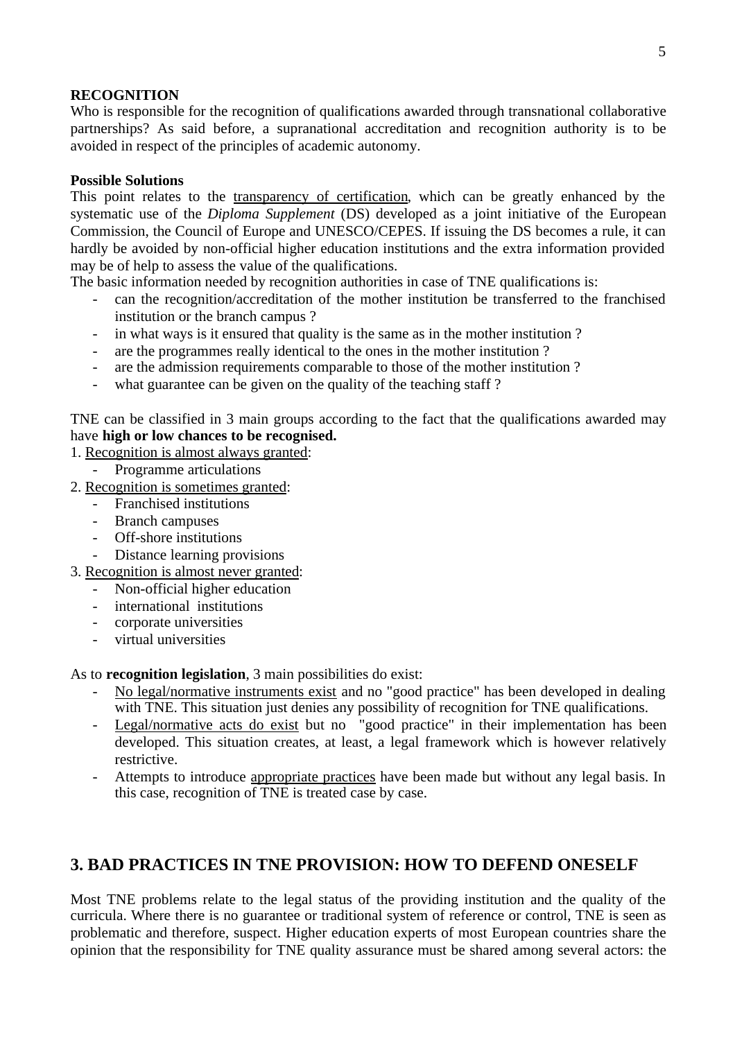**RECOGNITION**

Who is responsible for the recognition of qualifications awarded through transnational collaborative partnerships? As said before, a supranational accreditation and recognition authority is to be avoided in respect of the principles of academic autonomy.

**Possible Solutions**

This point relates to the transparency of certification, which can be greatly enhanced by the systematic use of the *Diploma Supplement* (DS) developed as a joint initiative of the European Commission, the Council of Europe and UNESCO/CEPES. If issuing the DS becomes a rule, it can hardly be avoided by non-official higher education institutions and the extra information provided may be of help to assess the value of the qualifications.

The basic information needed by recognition authorities in case of TNE qualifications is:

- can the recognition/accreditation of the mother institution be transferred to the franchised institution or the branch campus ?
- in what ways is it ensured that quality is the same as in the mother institution ?
- are the programmes really identical to the ones in the mother institution ?
- are the admission requirements comparable to those of the mother institution ?
- what guarantee can be given on the quality of the teaching staff ?

TNE can be classified in 3 main groups according to the fact that the qualifications awarded may have **high or low chances to be recognised.**

1. Recognition is almost always granted:
   - Programme articulations
2. Recognition is sometimes granted:
   - Franchised institutions
   - Branch campuses
   - Off-shore institutions
   - Distance learning provisions
3. Recognition is almost never granted:
   - Non-official higher education
   - international institutions
   - corporate universities
   - virtual universities

As to **recognition legislation**, 3 main possibilities do exist:

- No legal/normative instruments exist and no "good practice" has been developed in dealing with TNE. This situation just denies any possibility of recognition for TNE qualifications.
- Legal/normative acts do exist but no "good practice" in their implementation has been developed. This situation creates, at least, a legal framework which is however relatively restrictive.
- Attempts to introduce appropriate practices have been made but without any legal basis. In this case, recognition of TNE is treated case by case.

## 3. BAD PRACTICES IN TNE PROVISION: HOW TO DEFEND ONESELF

Most TNE problems relate to the legal status of the providing institution and the quality of the curricula. Where there is no guarantee or traditional system of reference or control, TNE is seen as problematic and therefore, suspect. Higher education experts of most European countries share the opinion that the responsibility for TNE quality assurance must be shared among several actors: the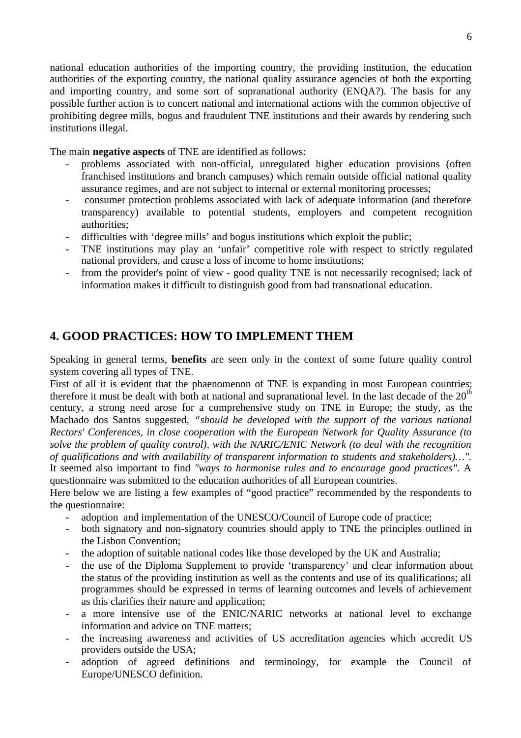national education authorities of the importing country, the providing institution, the education authorities of the exporting country, the national quality assurance agencies of both the exporting and importing country, and some sort of supranational authority (ENQA?). The basis for any possible further action is to concert national and international actions with the common objective of prohibiting degree mills, bogus and fraudulent TNE institutions and their awards by rendering such institutions illegal.

The main **negative aspects** of TNE are identified as follows:

- problems associated with non-official, unregulated higher education provisions (often franchised institutions and branch campuses) which remain outside official national quality assurance regimes, and are not subject to internal or external monitoring processes;
- consumer protection problems associated with lack of adequate information (and therefore transparency) available to potential students, employers and competent recognition authorities;
- difficulties with 'degree mills' and bogus institutions which exploit the public;
- TNE institutions may play an 'unfair' competitive role with respect to strictly regulated national providers, and cause a loss of income to home institutions;
- from the provider's point of view - good quality TNE is not necessarily recognised; lack of information makes it difficult to distinguish good from bad transnational education.

## 4. GOOD PRACTICES: HOW TO IMPLEMENT THEM

Speaking in general terms, **benefits** are seen only in the context of some future quality control system covering all types of TNE.

First of all it is evident that the phaenomenon of TNE is expanding in most European countries; therefore it must be dealt with both at national and supranational level. In the last decade of the 20th century, a strong need arose for a comprehensive study on TNE in Europe; the study, as the Machado dos Santos suggested, *"should be developed with the support of the various national Rectors' Conferences, in close cooperation with the European Network for Quality Assurance (to solve the problem of quality control), with the NARIC/ENIC Network (to deal with the recognition of qualifications and with availability of transparent information to students and stakeholders)…"*. It seemed also important to find *"ways to harmonise rules and to encourage good practices"*. A questionnaire was submitted to the education authorities of all European countries.

Here below we are listing a few examples of "good practice" recommended by the respondents to the questionnaire:

- adoption and implementation of the UNESCO/Council of Europe code of practice;
- both signatory and non-signatory countries should apply to TNE the principles outlined in the Lisbon Convention;
- the adoption of suitable national codes like those developed by the UK and Australia;
- the use of the Diploma Supplement to provide 'transparency' and clear information about the status of the providing institution as well as the contents and use of its qualifications; all programmes should be expressed in terms of learning outcomes and levels of achievement as this clarifies their nature and application;
- a more intensive use of the ENIC/NARIC networks at national level to exchange information and advice on TNE matters;
- the increasing awareness and activities of US accreditation agencies which accredit US providers outside the USA;
- adoption of agreed definitions and terminology, for example the Council of Europe/UNESCO definition.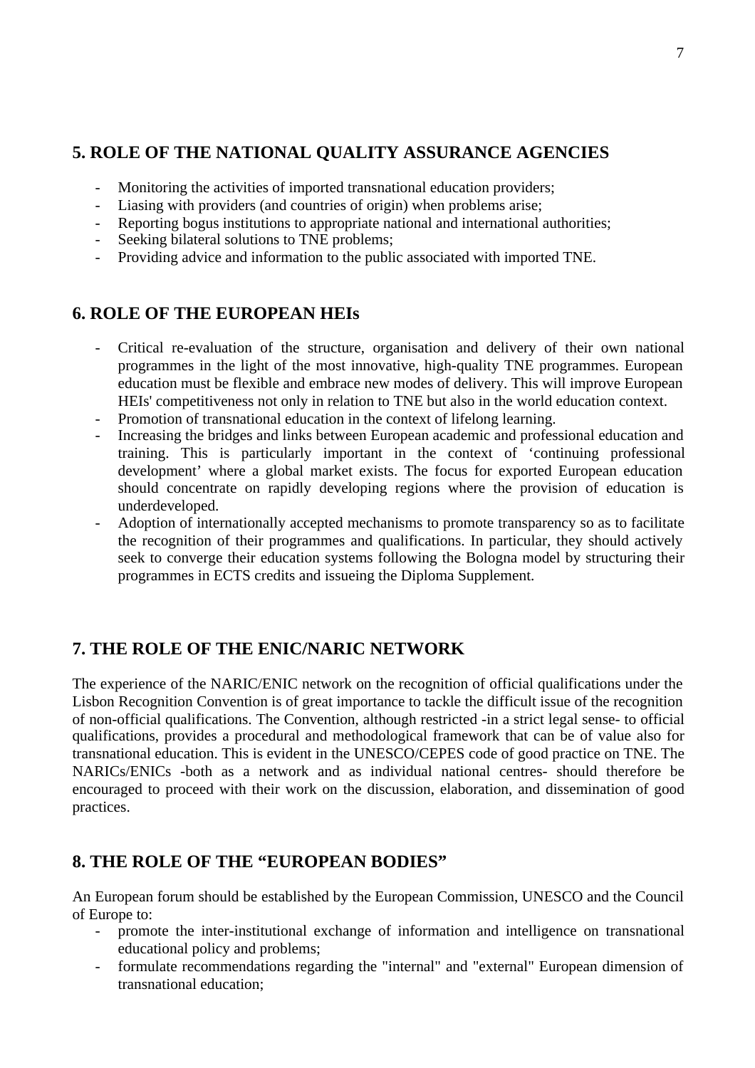## 5. ROLE OF THE NATIONAL QUALITY ASSURANCE AGENCIES

- Monitoring the activities of imported transnational education providers;
- Liasing with providers (and countries of origin) when problems arise;
- Reporting bogus institutions to appropriate national and international authorities;
- Seeking bilateral solutions to TNE problems;
- Providing advice and information to the public associated with imported TNE.

## 6. ROLE OF THE EUROPEAN HEIs

- Critical re-evaluation of the structure, organisation and delivery of their own national programmes in the light of the most innovative, high-quality TNE programmes. European education must be flexible and embrace new modes of delivery. This will improve European HEIs' competitiveness not only in relation to TNE but also in the world education context.
- Promotion of transnational education in the context of lifelong learning.
- Increasing the bridges and links between European academic and professional education and training. This is particularly important in the context of 'continuing professional development' where a global market exists. The focus for exported European education should concentrate on rapidly developing regions where the provision of education is underdeveloped.
- Adoption of internationally accepted mechanisms to promote transparency so as to facilitate the recognition of their programmes and qualifications. In particular, they should actively seek to converge their education systems following the Bologna model by structuring their programmes in ECTS credits and issueing the Diploma Supplement.

## 7. THE ROLE OF THE ENIC/NARIC NETWORK

The experience of the NARIC/ENIC network on the recognition of official qualifications under the Lisbon Recognition Convention is of great importance to tackle the difficult issue of the recognition of non-official qualifications. The Convention, although restricted -in a strict legal sense- to official qualifications, provides a procedural and methodological framework that can be of value also for transnational education. This is evident in the UNESCO/CEPES code of good practice on TNE. The NARICs/ENICs -both as a network and as individual national centres- should therefore be encouraged to proceed with their work on the discussion, elaboration, and dissemination of good practices.

## 8. THE ROLE OF THE "EUROPEAN BODIES"

An European forum should be established by the European Commission, UNESCO and the Council of Europe to:

- promote the inter-institutional exchange of information and intelligence on transnational educational policy and problems;
- formulate recommendations regarding the "internal" and "external" European dimension of transnational education;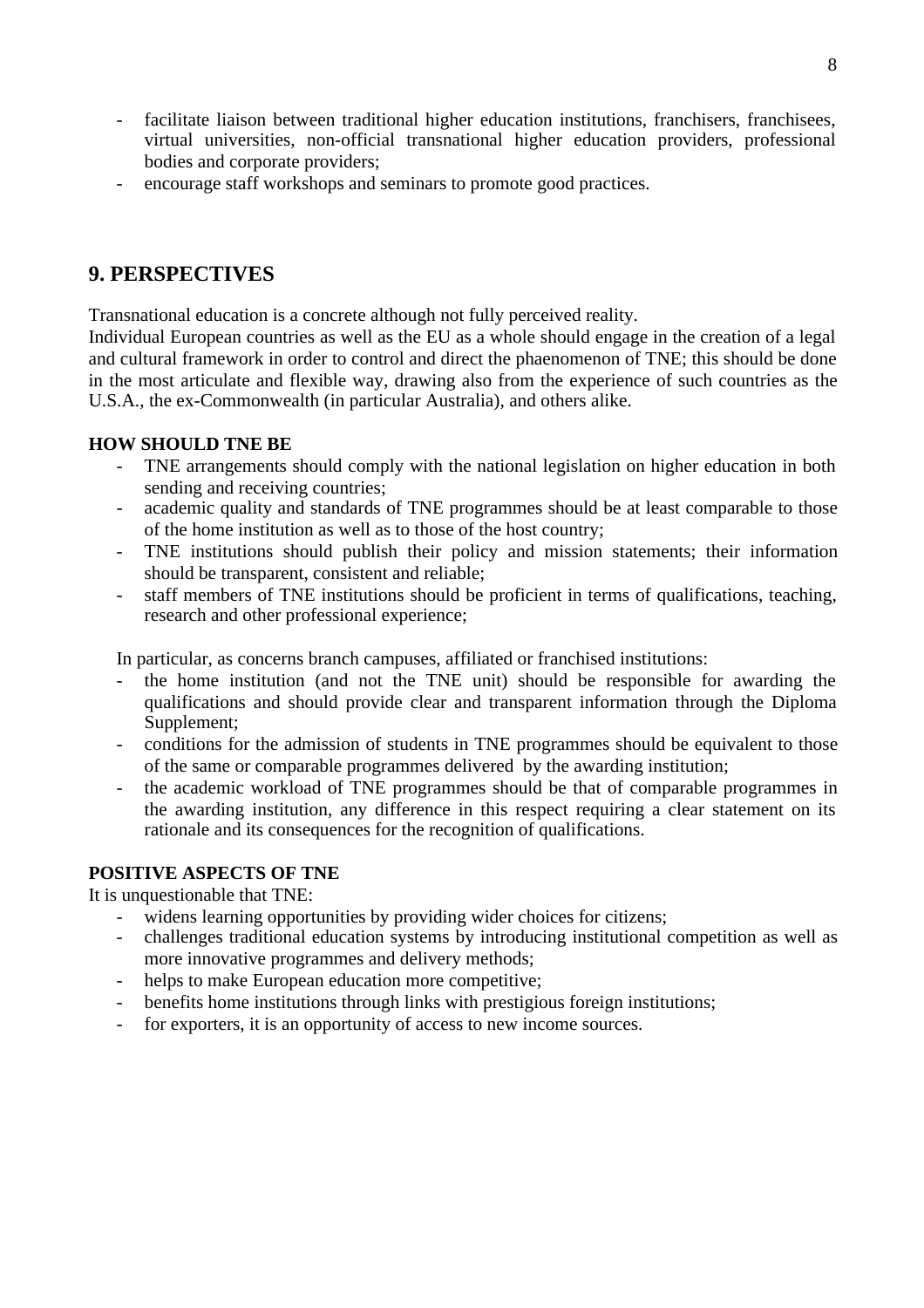- facilitate liaison between traditional higher education institutions, franchisers, franchisees, virtual universities, non-official transnational higher education providers, professional bodies and corporate providers;
- encourage staff workshops and seminars to promote good practices.

## 9. PERSPECTIVES

Transnational education is a concrete although not fully perceived reality.
Individual European countries as well as the EU as a whole should engage in the creation of a legal and cultural framework in order to control and direct the phaenomenon of TNE; this should be done in the most articulate and flexible way, drawing also from the experience of such countries as the U.S.A., the ex-Commonwealth (in particular Australia), and others alike.

**HOW SHOULD TNE BE**

- TNE arrangements should comply with the national legislation on higher education in both sending and receiving countries;
- academic quality and standards of TNE programmes should be at least comparable to those of the home institution as well as to those of the host country;
- TNE institutions should publish their policy and mission statements; their information should be transparent, consistent and reliable;
- staff members of TNE institutions should be proficient in terms of qualifications, teaching, research and other professional experience;

In particular, as concerns branch campuses, affiliated or franchised institutions:

- the home institution (and not the TNE unit) should be responsible for awarding the qualifications and should provide clear and transparent information through the Diploma Supplement;
- conditions for the admission of students in TNE programmes should be equivalent to those of the same or comparable programmes delivered by the awarding institution;
- the academic workload of TNE programmes should be that of comparable programmes in the awarding institution, any difference in this respect requiring a clear statement on its rationale and its consequences for the recognition of qualifications.

**POSITIVE ASPECTS OF TNE**

It is unquestionable that TNE:

- widens learning opportunities by providing wider choices for citizens;
- challenges traditional education systems by introducing institutional competition as well as more innovative programmes and delivery methods;
- helps to make European education more competitive;
- benefits home institutions through links with prestigious foreign institutions;
- for exporters, it is an opportunity of access to new income sources.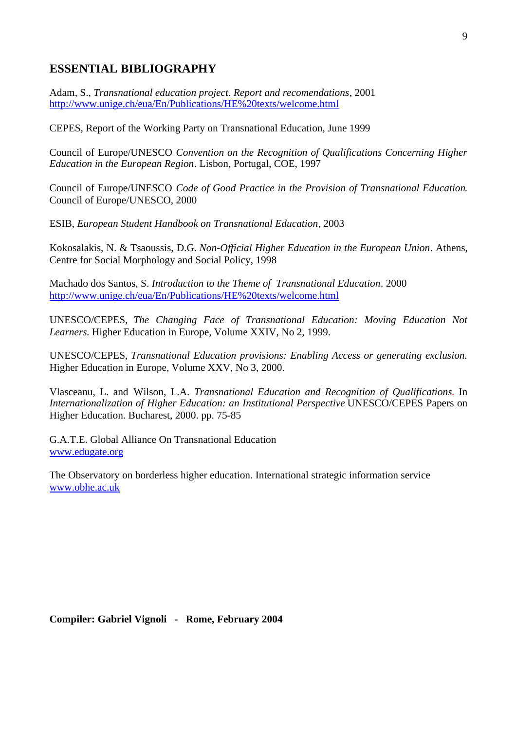## ESSENTIAL BIBLIOGRAPHY

Adam, S., *Transnational education project. Report and recomendations*, 2001
http://www.unige.ch/eua/En/Publications/HE%20texts/welcome.html

CEPES, Report of the Working Party on Transnational Education, June 1999

Council of Europe/UNESCO *Convention on the Recognition of Qualifications Concerning Higher Education in the European Region*. Lisbon, Portugal, COE, 1997

Council of Europe/UNESCO *Code of Good Practice in the Provision of Transnational Education.* Council of Europe/UNESCO, 2000

ESIB, *European Student Handbook on Transnational Education*, 2003

Kokosalakis, N. & Tsaoussis, D.G. *Non-Official Higher Education in the European Union*. Athens, Centre for Social Morphology and Social Policy, 1998

Machado dos Santos, S. *Introduction to the Theme of Transnational Education*. 2000
http://www.unige.ch/eua/En/Publications/HE%20texts/welcome.html

UNESCO/CEPES, *The Changing Face of Transnational Education: Moving Education Not Learners.* Higher Education in Europe, Volume XXIV, No 2, 1999.

UNESCO/CEPES, *Transnational Education provisions: Enabling Access or generating exclusion.* Higher Education in Europe, Volume XXV, No 3, 2000.

Vlasceanu, L. and Wilson, L.A. *Transnational Education and Recognition of Qualifications.* In *Internationalization of Higher Education: an Institutional Perspective* UNESCO/CEPES Papers on Higher Education. Bucharest, 2000. pp. 75-85

G.A.T.E. Global Alliance On Transnational Education
www.edugate.org

The Observatory on borderless higher education. International strategic information service
www.obhe.ac.uk

**Compiler: Gabriel Vignoli - Rome, February 2004**